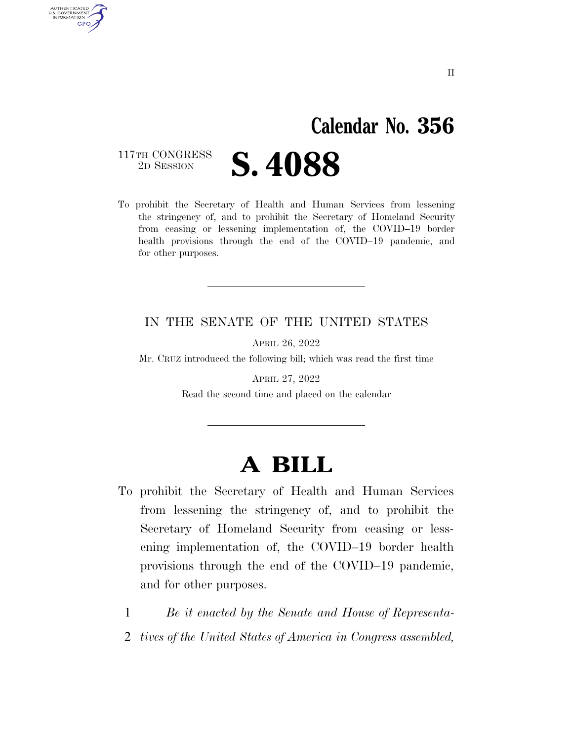II

# Calendar No. 356

117TH CONGRESS
2D SESSION

# S. 4088

To prohibit the Secretary of Health and Human Services from lessening the stringency of, and to prohibit the Secretary of Homeland Security from ceasing or lessening implementation of, the COVID–19 border health provisions through the end of the COVID–19 pandemic, and for other purposes.

---

IN THE SENATE OF THE UNITED STATES

APRIL 26, 2022

Mr. CRUZ introduced the following bill; which was read the first time

APRIL 27, 2022

Read the second time and placed on the calendar

---

# A BILL

To prohibit the Secretary of Health and Human Services from lessening the stringency of, and to prohibit the Secretary of Homeland Security from ceasing or lessening implementation of, the COVID–19 border health provisions through the end of the COVID–19 pandemic, and for other purposes.

1 *Be it enacted by the Senate and House of Representa-*
2 *tives of the United States of America in Congress assembled,*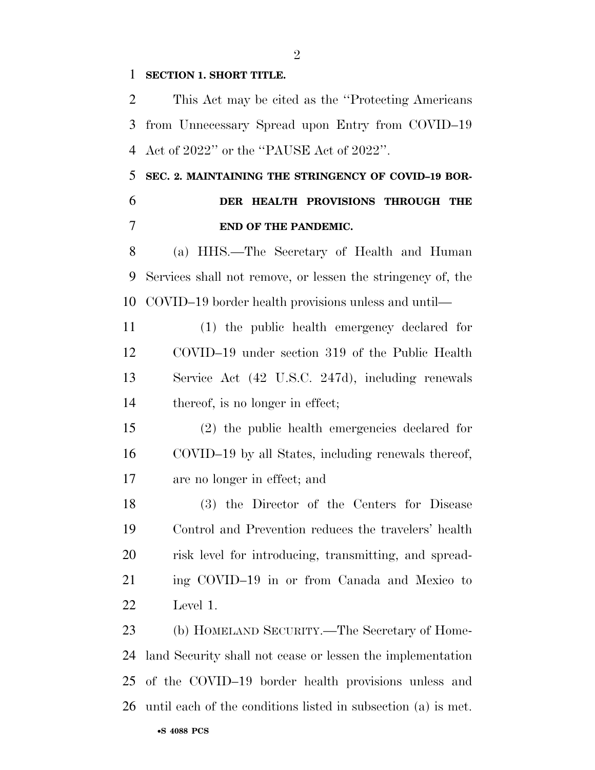**SECTION 1. SHORT TITLE.**

This Act may be cited as the ''Protecting Americans from Unnecessary Spread upon Entry from COVID–19 Act of 2022'' or the ''PAUSE Act of 2022''.

**SEC. 2. MAINTAINING THE STRINGENCY OF COVID–19 BORDER HEALTH PROVISIONS THROUGH THE END OF THE PANDEMIC.**

(a) HHS.—The Secretary of Health and Human Services shall not remove, or lessen the stringency of, the COVID–19 border health provisions unless and until—

(1) the public health emergency declared for COVID–19 under section 319 of the Public Health Service Act (42 U.S.C. 247d), including renewals thereof, is no longer in effect;

(2) the public health emergencies declared for COVID–19 by all States, including renewals thereof, are no longer in effect; and

(3) the Director of the Centers for Disease Control and Prevention reduces the travelers' health risk level for introducing, transmitting, and spreading COVID–19 in or from Canada and Mexico to Level 1.

(b) HOMELAND SECURITY.—The Secretary of Homeland Security shall not cease or lessen the implementation of the COVID–19 border health provisions unless and until each of the conditions listed in subsection (a) is met.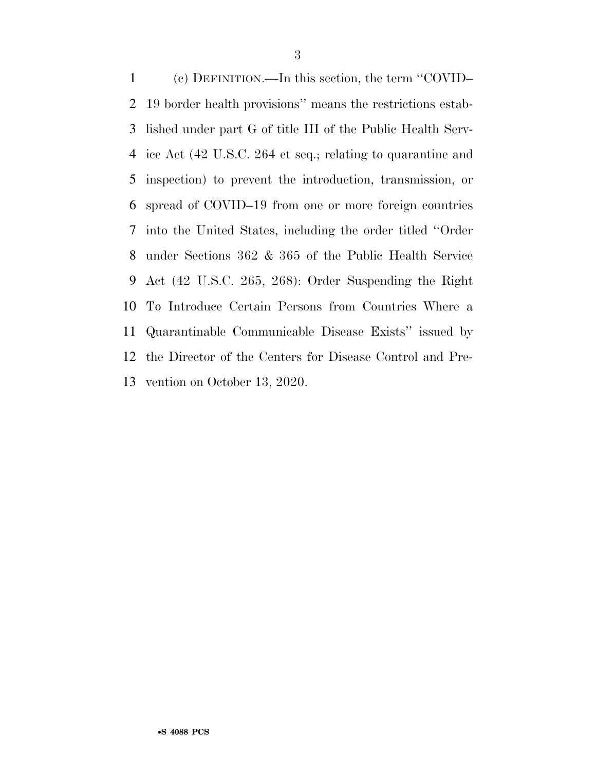(c) DEFINITION.—In this section, the term ''COVID–19 border health provisions'' means the restrictions established under part G of title III of the Public Health Service Act (42 U.S.C. 264 et seq.; relating to quarantine and inspection) to prevent the introduction, transmission, or spread of COVID–19 from one or more foreign countries into the United States, including the order titled ''Order under Sections 362 & 365 of the Public Health Service Act (42 U.S.C. 265, 268): Order Suspending the Right To Introduce Certain Persons from Countries Where a Quarantinable Communicable Disease Exists'' issued by the Director of the Centers for Disease Control and Prevention on October 13, 2020.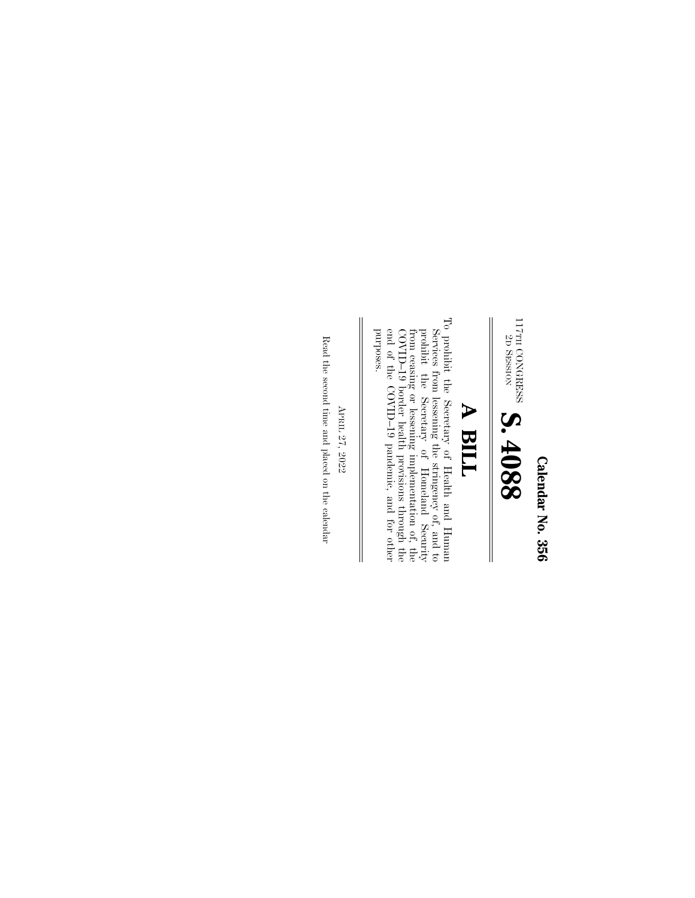Calendar No. 356

117TH CONGRESS
2D SESSION

# S. 4088

# A BILL

To prohibit the Secretary of Health and Human Services from lessening the stringency of, and to prohibit the Secretary of Homeland Security from ceasing or lessening implementation of, the COVID–19 border health provisions through the end of the COVID–19 pandemic, and for other purposes.

APRIL 27, 2022

Read the second time and placed on the calendar